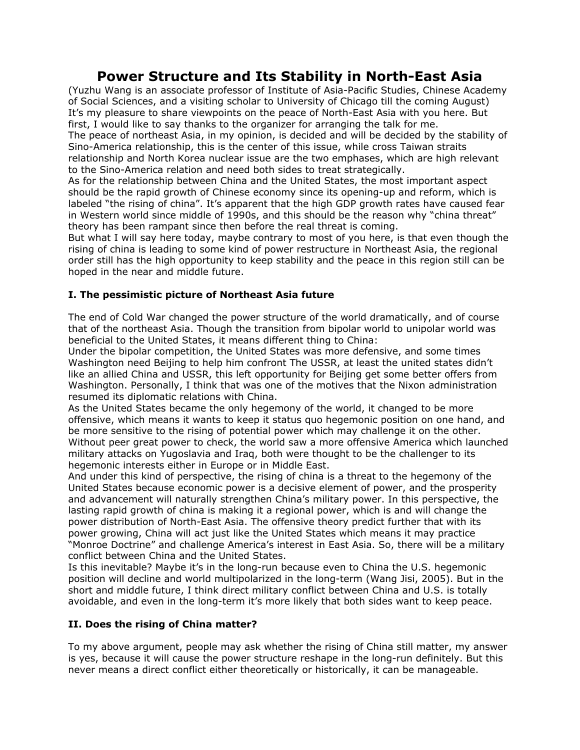# Power Structure and Its Stability in North-East Asia

(Yuzhu Wang is an associate professor of Institute of Asia-Pacific Studies, Chinese Academy of Social Sciences, and a visiting scholar to University of Chicago till the coming August)

It's my pleasure to share viewpoints on the peace of North-East Asia with you here. But first, I would like to say thanks to the organizer for arranging the talk for me.

The peace of northeast Asia, in my opinion, is decided and will be decided by the stability of Sino-America relationship, this is the center of this issue, while cross Taiwan straits relationship and North Korea nuclear issue are the two emphases, which are high relevant to the Sino-America relation and need both sides to treat strategically.

As for the relationship between China and the United States, the most important aspect should be the rapid growth of Chinese economy since its opening-up and reform, which is labeled "the rising of china". It's apparent that the high GDP growth rates have caused fear in Western world since middle of 1990s, and this should be the reason why "china threat" theory has been rampant since then before the real threat is coming.

But what I will say here today, maybe contrary to most of you here, is that even though the rising of china is leading to some kind of power restructure in Northeast Asia, the regional order still has the high opportunity to keep stability and the peace in this region still can be hoped in the near and middle future.

### I. The pessimistic picture of Northeast Asia future

The end of Cold War changed the power structure of the world dramatically, and of course that of the northeast Asia. Though the transition from bipolar world to unipolar world was beneficial to the United States, it means different thing to China:

Under the bipolar competition, the United States was more defensive, and some times Washington need Beijing to help him confront The USSR, at least the united states didn't like an allied China and USSR, this left opportunity for Beijing get some better offers from Washington. Personally, I think that was one of the motives that the Nixon administration resumed its diplomatic relations with China.

As the United States became the only hegemony of the world, it changed to be more offensive, which means it wants to keep it status quo hegemonic position on one hand, and be more sensitive to the rising of potential power which may challenge it on the other. Without peer great power to check, the world saw a more offensive America which launched military attacks on Yugoslavia and Iraq, both were thought to be the challenger to its hegemonic interests either in Europe or in Middle East.

And under this kind of perspective, the rising of china is a threat to the hegemony of the United States because economic power is a decisive element of power, and the prosperity and advancement will naturally strengthen China's military power. In this perspective, the lasting rapid growth of china is making it a regional power, which is and will change the power distribution of North-East Asia. The offensive theory predict further that with its power growing, China will act just like the United States which means it may practice "Monroe Doctrine" and challenge America's interest in East Asia. So, there will be a military conflict between China and the United States.

Is this inevitable? Maybe it's in the long-run because even to China the U.S. hegemonic position will decline and world multipolarized in the long-term (Wang Jisi, 2005). But in the short and middle future, I think direct military conflict between China and U.S. is totally avoidable, and even in the long-term it's more likely that both sides want to keep peace.

### II. Does the rising of China matter?

To my above argument, people may ask whether the rising of China still matter, my answer is yes, because it will cause the power structure reshape in the long-run definitely. But this never means a direct conflict either theoretically or historically, it can be manageable.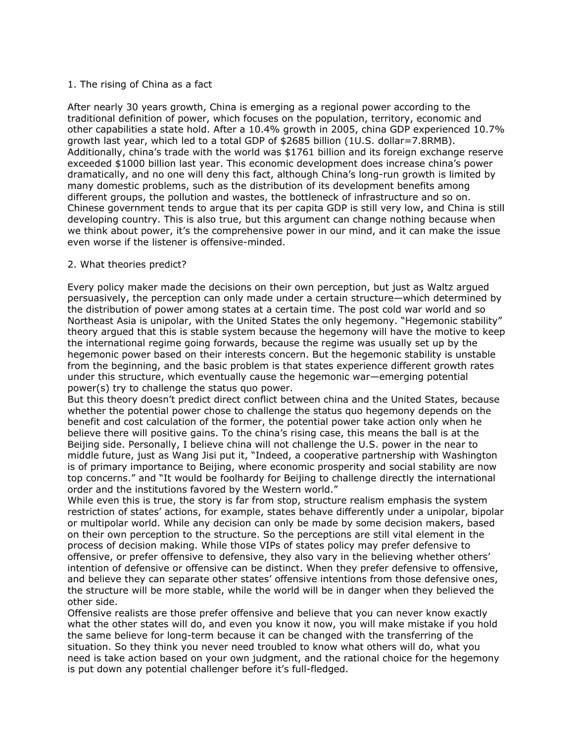1. The rising of China as a fact

After nearly 30 years growth, China is emerging as a regional power according to the traditional definition of power, which focuses on the population, territory, economic and other capabilities a state hold. After a 10.4% growth in 2005, china GDP experienced 10.7% growth last year, which led to a total GDP of $2685 billion (1U.S. dollar=7.8RMB). Additionally, china's trade with the world was $1761 billion and its foreign exchange reserve exceeded $1000 billion last year. This economic development does increase china's power dramatically, and no one will deny this fact, although China's long-run growth is limited by many domestic problems, such as the distribution of its development benefits among different groups, the pollution and wastes, the bottleneck of infrastructure and so on. Chinese government tends to argue that its per capita GDP is still very low, and China is still developing country. This is also true, but this argument can change nothing because when we think about power, it's the comprehensive power in our mind, and it can make the issue even worse if the listener is offensive-minded.

2. What theories predict?

Every policy maker made the decisions on their own perception, but just as Waltz argued persuasively, the perception can only made under a certain structure—which determined by the distribution of power among states at a certain time. The post cold war world and so Northeast Asia is unipolar, with the United States the only hegemony. "Hegemonic stability" theory argued that this is stable system because the hegemony will have the motive to keep the international regime going forwards, because the regime was usually set up by the hegemonic power based on their interests concern. But the hegemonic stability is unstable from the beginning, and the basic problem is that states experience different growth rates under this structure, which eventually cause the hegemonic war—emerging potential power(s) try to challenge the status quo power.

But this theory doesn't predict direct conflict between china and the United States, because whether the potential power chose to challenge the status quo hegemony depends on the benefit and cost calculation of the former, the potential power take action only when he believe there will positive gains. To the china's rising case, this means the ball is at the Beijing side. Personally, I believe china will not challenge the U.S. power in the near to middle future, just as Wang Jisi put it, "Indeed, a cooperative partnership with Washington is of primary importance to Beijing, where economic prosperity and social stability are now top concerns." and "It would be foolhardy for Beijing to challenge directly the international order and the institutions favored by the Western world."

While even this is true, the story is far from stop, structure realism emphasis the system restriction of states' actions, for example, states behave differently under a unipolar, bipolar or multipolar world. While any decision can only be made by some decision makers, based on their own perception to the structure. So the perceptions are still vital element in the process of decision making. While those VIPs of states policy may prefer defensive to offensive, or prefer offensive to defensive, they also vary in the believing whether others' intention of defensive or offensive can be distinct. When they prefer defensive to offensive, and believe they can separate other states' offensive intentions from those defensive ones, the structure will be more stable, while the world will be in danger when they believed the other side.

Offensive realists are those prefer offensive and believe that you can never know exactly what the other states will do, and even you know it now, you will make mistake if you hold the same believe for long-term because it can be changed with the transferring of the situation. So they think you never need troubled to know what others will do, what you need is take action based on your own judgment, and the rational choice for the hegemony is put down any potential challenger before it's full-fledged.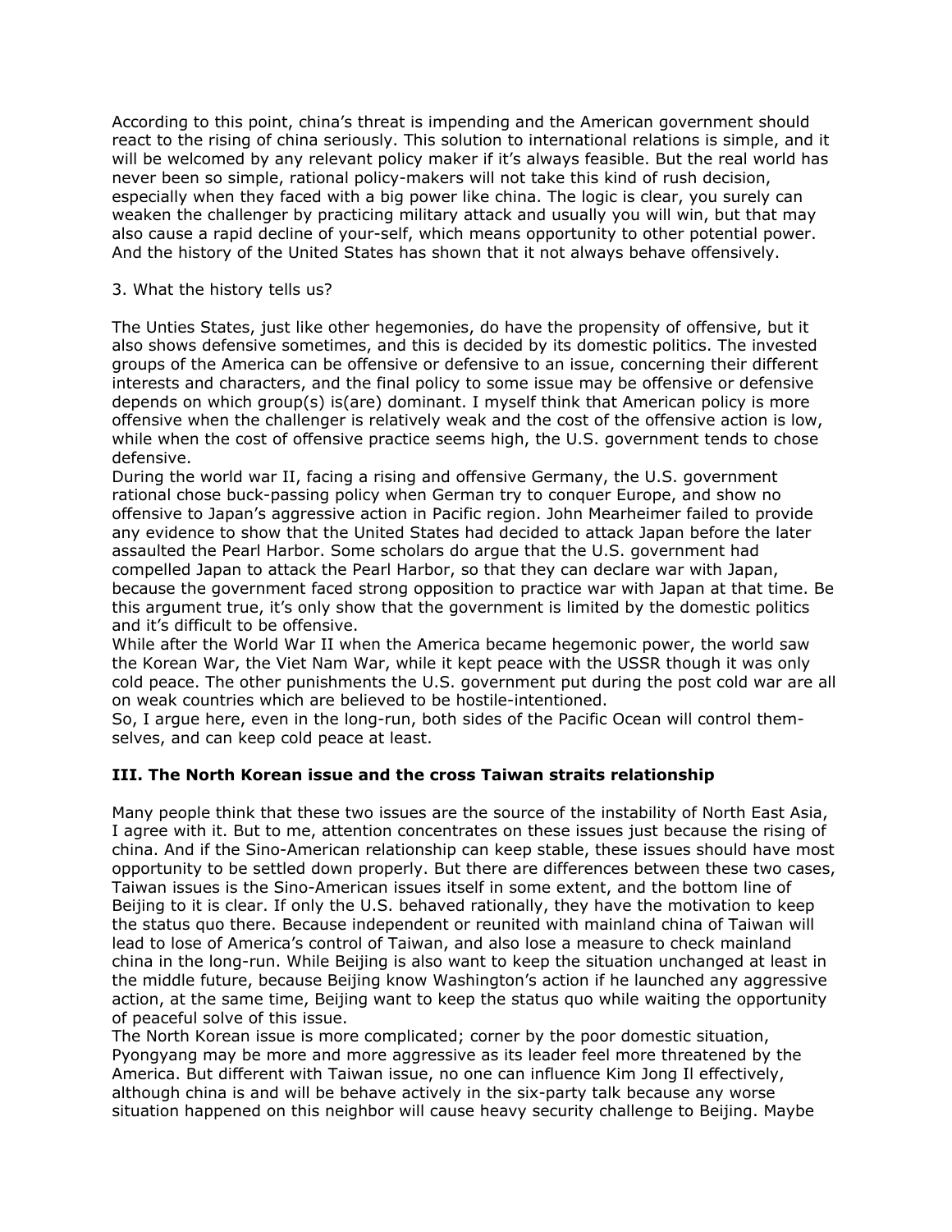According to this point, china's threat is impending and the American government should react to the rising of china seriously. This solution to international relations is simple, and it will be welcomed by any relevant policy maker if it's always feasible. But the real world has never been so simple, rational policy-makers will not take this kind of rush decision, especially when they faced with a big power like china. The logic is clear, you surely can weaken the challenger by practicing military attack and usually you will win, but that may also cause a rapid decline of your-self, which means opportunity to other potential power. And the history of the United States has shown that it not always behave offensively.

3. What the history tells us?

The Unties States, just like other hegemonies, do have the propensity of offensive, but it also shows defensive sometimes, and this is decided by its domestic politics. The invested groups of the America can be offensive or defensive to an issue, concerning their different interests and characters, and the final policy to some issue may be offensive or defensive depends on which group(s) is(are) dominant. I myself think that American policy is more offensive when the challenger is relatively weak and the cost of the offensive action is low, while when the cost of offensive practice seems high, the U.S. government tends to chose defensive.

During the world war II, facing a rising and offensive Germany, the U.S. government rational chose buck-passing policy when German try to conquer Europe, and show no offensive to Japan's aggressive action in Pacific region. John Mearheimer failed to provide any evidence to show that the United States had decided to attack Japan before the later assaulted the Pearl Harbor. Some scholars do argue that the U.S. government had compelled Japan to attack the Pearl Harbor, so that they can declare war with Japan, because the government faced strong opposition to practice war with Japan at that time. Be this argument true, it's only show that the government is limited by the domestic politics and it's difficult to be offensive.

While after the World War II when the America became hegemonic power, the world saw the Korean War, the Viet Nam War, while it kept peace with the USSR though it was only cold peace. The other punishments the U.S. government put during the post cold war are all on weak countries which are believed to be hostile-intentioned.

So, I argue here, even in the long-run, both sides of the Pacific Ocean will control them-selves, and can keep cold peace at least.

## III. The North Korean issue and the cross Taiwan straits relationship

Many people think that these two issues are the source of the instability of North East Asia, I agree with it. But to me, attention concentrates on these issues just because the rising of china. And if the Sino-American relationship can keep stable, these issues should have most opportunity to be settled down properly. But there are differences between these two cases, Taiwan issues is the Sino-American issues itself in some extent, and the bottom line of Beijing to it is clear. If only the U.S. behaved rationally, they have the motivation to keep the status quo there. Because independent or reunited with mainland china of Taiwan will lead to lose of America's control of Taiwan, and also lose a measure to check mainland china in the long-run. While Beijing is also want to keep the situation unchanged at least in the middle future, because Beijing know Washington's action if he launched any aggressive action, at the same time, Beijing want to keep the status quo while waiting the opportunity of peaceful solve of this issue.

The North Korean issue is more complicated; corner by the poor domestic situation, Pyongyang may be more and more aggressive as its leader feel more threatened by the America. But different with Taiwan issue, no one can influence Kim Jong Il effectively, although china is and will be behave actively in the six-party talk because any worse situation happened on this neighbor will cause heavy security challenge to Beijing. Maybe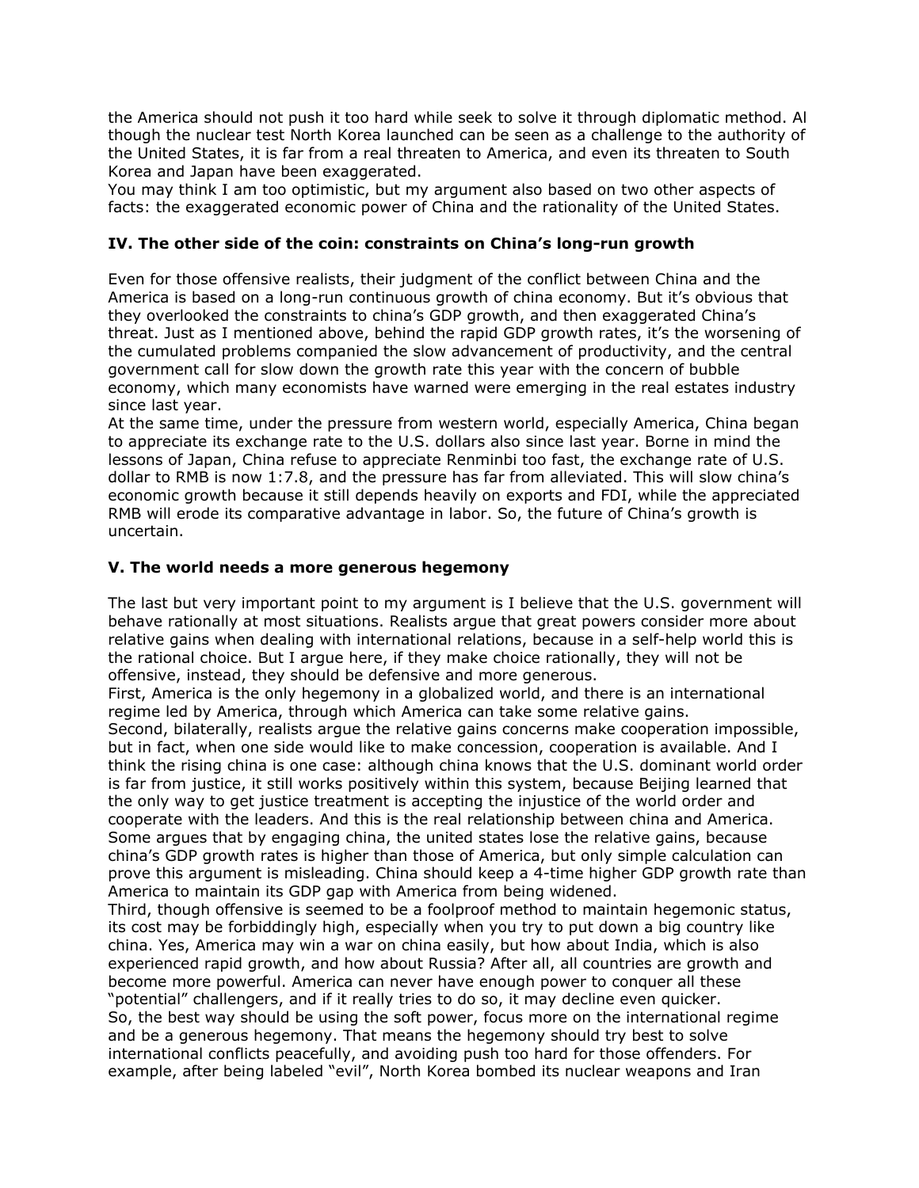the America should not push it too hard while seek to solve it through diplomatic method. Al though the nuclear test North Korea launched can be seen as a challenge to the authority of the United States, it is far from a real threaten to America, and even its threaten to South Korea and Japan have been exaggerated.
You may think I am too optimistic, but my argument also based on two other aspects of facts: the exaggerated economic power of China and the rationality of the United States.

## IV. The other side of the coin: constraints on China's long-run growth

Even for those offensive realists, their judgment of the conflict between China and the America is based on a long-run continuous growth of china economy. But it's obvious that they overlooked the constraints to china's GDP growth, and then exaggerated China's threat. Just as I mentioned above, behind the rapid GDP growth rates, it's the worsening of the cumulated problems companied the slow advancement of productivity, and the central government call for slow down the growth rate this year with the concern of bubble economy, which many economists have warned were emerging in the real estates industry since last year.
At the same time, under the pressure from western world, especially America, China began to appreciate its exchange rate to the U.S. dollars also since last year. Borne in mind the lessons of Japan, China refuse to appreciate Renminbi too fast, the exchange rate of U.S. dollar to RMB is now 1:7.8, and the pressure has far from alleviated. This will slow china's economic growth because it still depends heavily on exports and FDI, while the appreciated RMB will erode its comparative advantage in labor. So, the future of China's growth is uncertain.

## V. The world needs a more generous hegemony

The last but very important point to my argument is I believe that the U.S. government will behave rationally at most situations. Realists argue that great powers consider more about relative gains when dealing with international relations, because in a self-help world this is the rational choice. But I argue here, if they make choice rationally, they will not be offensive, instead, they should be defensive and more generous.
First, America is the only hegemony in a globalized world, and there is an international regime led by America, through which America can take some relative gains.
Second, bilaterally, realists argue the relative gains concerns make cooperation impossible, but in fact, when one side would like to make concession, cooperation is available. And I think the rising china is one case: although china knows that the U.S. dominant world order is far from justice, it still works positively within this system, because Beijing learned that the only way to get justice treatment is accepting the injustice of the world order and cooperate with the leaders. And this is the real relationship between china and America.
Some argues that by engaging china, the united states lose the relative gains, because china's GDP growth rates is higher than those of America, but only simple calculation can prove this argument is misleading. China should keep a 4-time higher GDP growth rate than America to maintain its GDP gap with America from being widened.
Third, though offensive is seemed to be a foolproof method to maintain hegemonic status, its cost may be forbiddingly high, especially when you try to put down a big country like china. Yes, America may win a war on china easily, but how about India, which is also experienced rapid growth, and how about Russia? After all, all countries are growth and become more powerful. America can never have enough power to conquer all these "potential" challengers, and if it really tries to do so, it may decline even quicker.
So, the best way should be using the soft power, focus more on the international regime and be a generous hegemony. That means the hegemony should try best to solve international conflicts peacefully, and avoiding push too hard for those offenders. For example, after being labeled "evil", North Korea bombed its nuclear weapons and Iran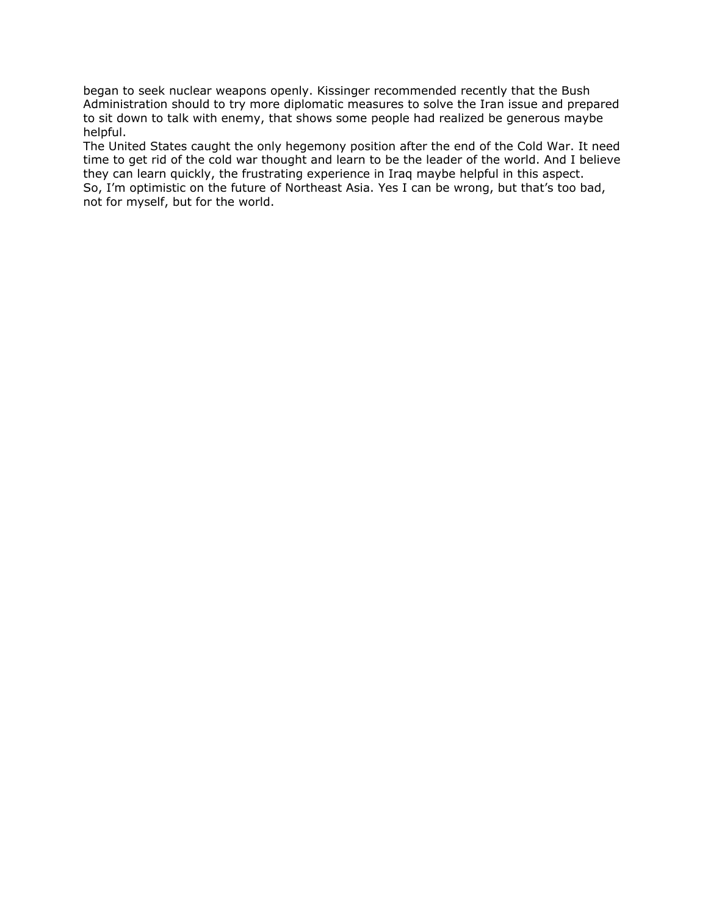began to seek nuclear weapons openly. Kissinger recommended recently that the Bush Administration should to try more diplomatic measures to solve the Iran issue and prepared to sit down to talk with enemy, that shows some people had realized be generous maybe helpful.

The United States caught the only hegemony position after the end of the Cold War. It need time to get rid of the cold war thought and learn to be the leader of the world. And I believe they can learn quickly, the frustrating experience in Iraq maybe helpful in this aspect.

So, I'm optimistic on the future of Northeast Asia. Yes I can be wrong, but that's too bad, not for myself, but for the world.